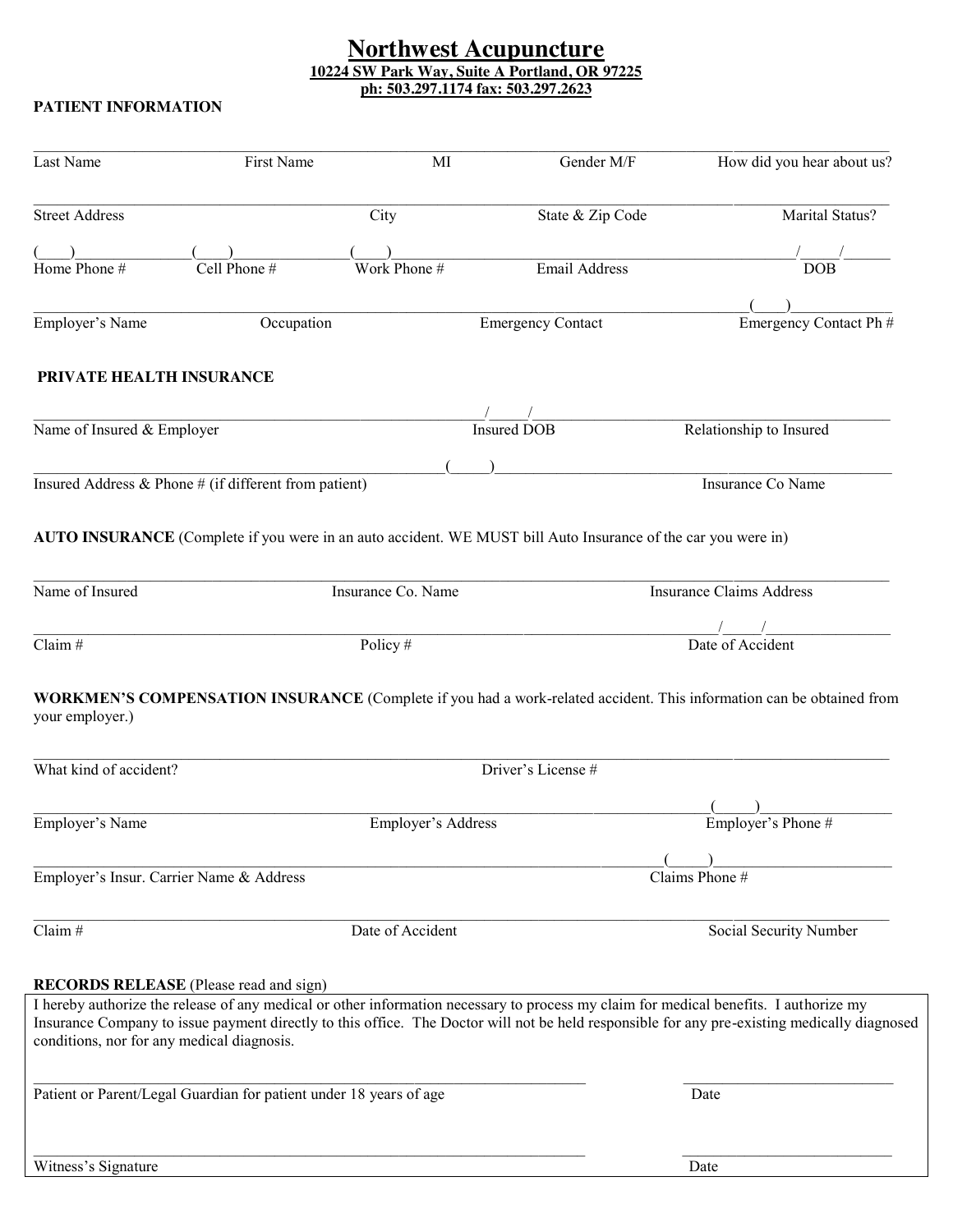# Northwest Acupuncture

**10224 SW Park Way, Suite A Portland, OR 97225**
**ph: 503.297.1174 fax: 503.297.2623**

**PATIENT INFORMATION**

______________________________________________________________________________

Last Name First Name MI Gender M/F How did you hear about us?

______________________________________________________________________________

Street Address City State & Zip Code Marital Status?

(____)______________(____)______________(____)________________________________________/_____/______

Home Phone # Cell Phone # Work Phone # Email Address DOB

__________________________________________________________________________(____)__________

Employer's Name Occupation Emergency Contact Emergency Contact Ph #

**PRIVATE HEALTH INSURANCE**

_____________________________________________/_____/_______________________________________

Name of Insured & Employer Insured DOB Relationship to Insured

_____________________________________________(_____)_______________________________________

Insured Address & Phone # (if different from patient) Insurance Co Name

**AUTO INSURANCE** (Complete if you were in an auto accident. WE MUST bill Auto Insurance of the car you were in)

______________________________________________________________________________

Name of Insured Insurance Co. Name Insurance Claims Address

________________________________________________________________________/_____/________________

Claim # Policy # Date of Accident

**WORKMEN'S COMPENSATION INSURANCE** (Complete if you had a work-related accident. This information can be obtained from your employer.)

______________________________________________________________________________

What kind of accident? Driver's License #

_______________________________________________________________________(_____)________________

Employer's Name Employer's Address Employer's Phone #

_______________________________________________________________________(_____)________________

Employer's Insur. Carrier Name & Address Claims Phone #

______________________________________________________________________________

Claim # Date of Accident Social Security Number

**RECORDS RELEASE** (Please read and sign)

I hereby authorize the release of any medical or other information necessary to process my claim for medical benefits. I authorize my Insurance Company to issue payment directly to this office. The Doctor will not be held responsible for any pre-existing medically diagnosed conditions, nor for any medical diagnosis.

_______________________________________________________________ _________________________

Patient or Parent/Legal Guardian for patient under 18 years of age Date

_______________________________________________________________ _________________________

Witness's Signature Date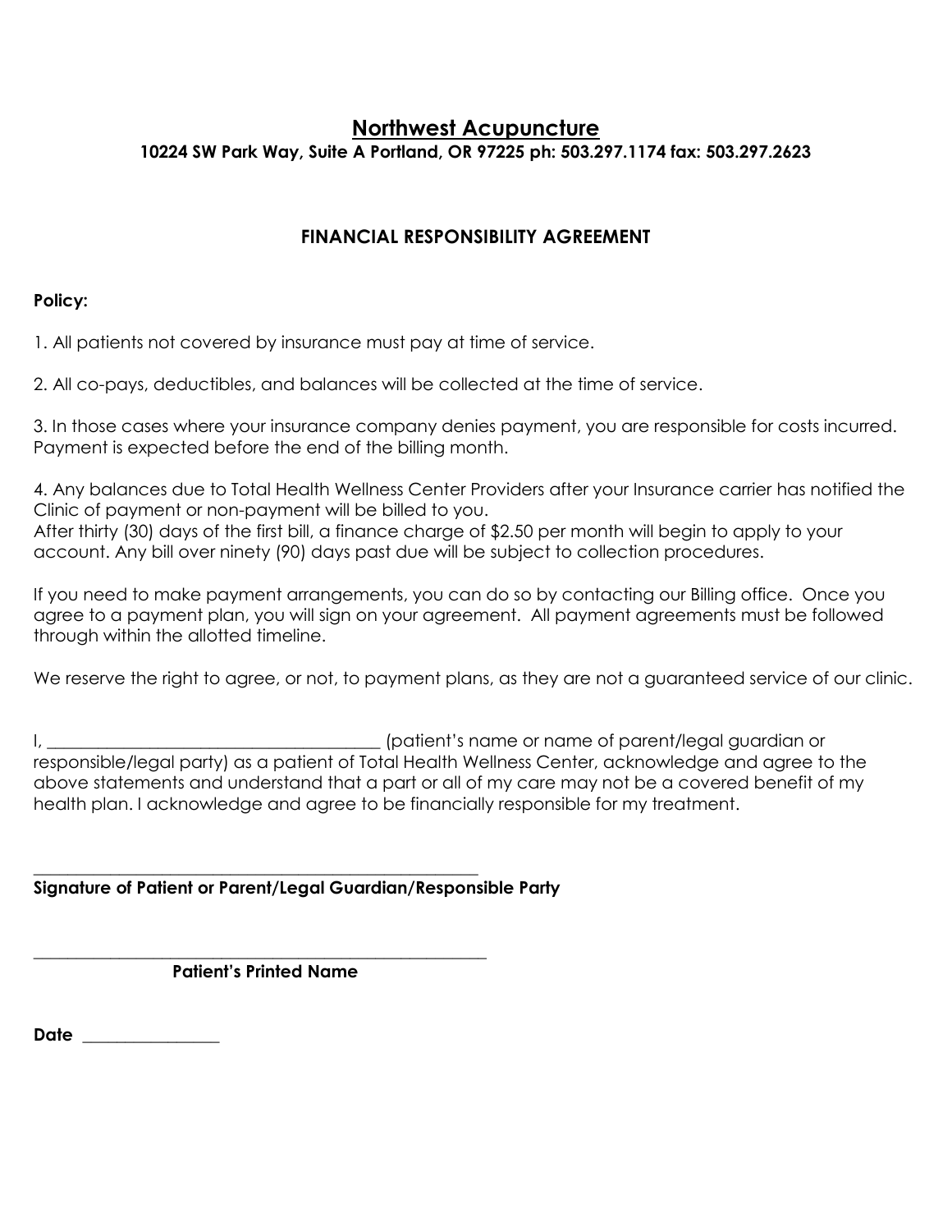# Northwest Acupuncture

**10224 SW Park Way, Suite A Portland, OR 97225 ph: 503.297.1174 fax: 503.297.2623**

## FINANCIAL RESPONSIBILITY AGREEMENT

**Policy:**

1. All patients not covered by insurance must pay at time of service.

2. All co-pays, deductibles, and balances will be collected at the time of service.

3. In those cases where your insurance company denies payment, you are responsible for costs incurred. Payment is expected before the end of the billing month.

4. Any balances due to Total Health Wellness Center Providers after your Insurance carrier has notified the Clinic of payment or non-payment will be billed to you.
After thirty (30) days of the first bill, a finance charge of $2.50 per month will begin to apply to your account. Any bill over ninety (90) days past due will be subject to collection procedures.

If you need to make payment arrangements, you can do so by contacting our Billing office. Once you agree to a payment plan, you will sign on your agreement. All payment agreements must be followed through within the allotted timeline.

We reserve the right to agree, or not, to payment plans, as they are not a guaranteed service of our clinic.

I, _______________________________________ (patient's name or name of parent/legal guardian or responsible/legal party) as a patient of Total Health Wellness Center, acknowledge and agree to the above statements and understand that a part or all of my care may not be a covered benefit of my health plan. I acknowledge and agree to be financially responsible for my treatment.

_______________________________________________________
**Signature of Patient or Parent/Legal Guardian/Responsible Party**

_______________________________________________________
**Patient's Printed Name**

**Date** ________________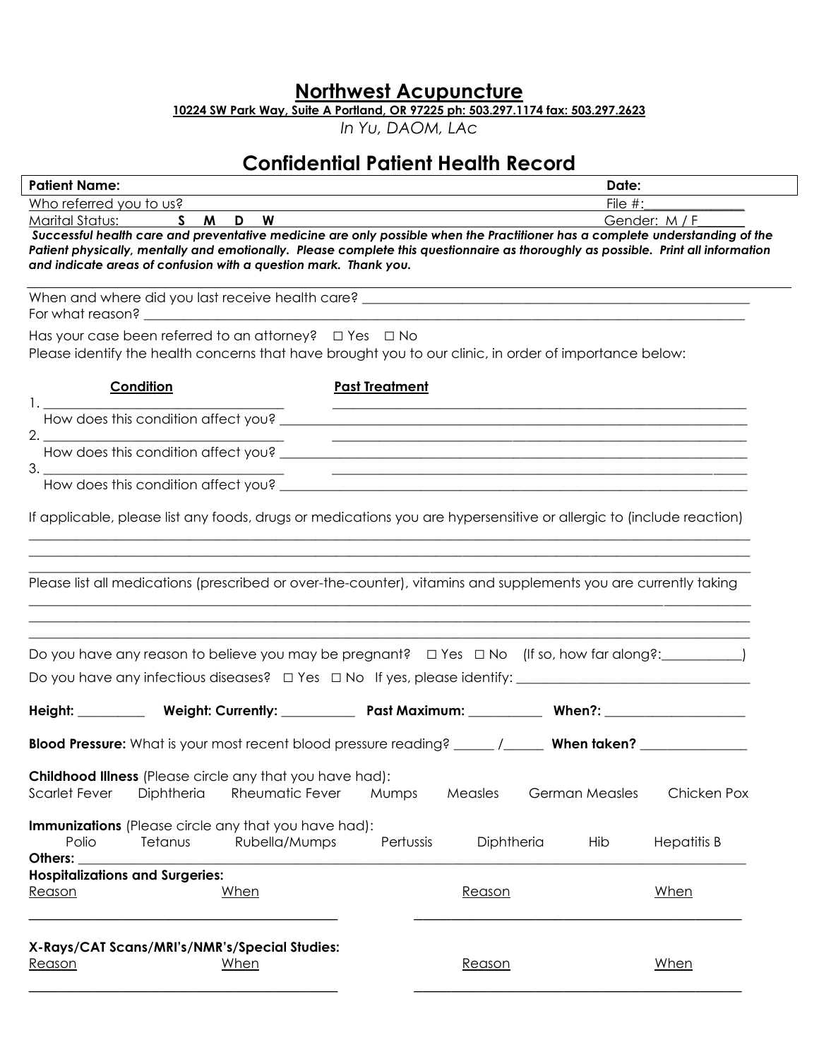# Northwest Acupuncture

**10224 SW Park Way, Suite A Portland, OR 97225 ph: 503.297.1174 fax: 503.297.2623**

*In Yu, DAOM, LAc*

## Confidential Patient Health Record

| **Patient Name:** | **Date:** |
|---|---|
| Who referred you to us? | File #:______________ |
| Marital Status: **S M D W** | Gender: M / F______ |

***Successful health care and preventative medicine are only possible when the Practitioner has a complete understanding of the Patient physically, mentally and emotionally. Please complete this questionnaire as thoroughly as possible. Print all information and indicate areas of confusion with a question mark. Thank you.***

When and where did you last receive health care? ____________________________________________________________

For what reason? ____________________________________________________________________________________

Has your case been referred to an attorney? ☐ Yes ☐ No

Please identify the health concerns that have brought you to our clinic, in order of importance below:

| Condition | Past Treatment |
|---|---|
| 1. ______________________________ | ______________________________ |
| How does this condition affect you? ______________________________ | |
| 2. ______________________________ | ______________________________ |
| How does this condition affect you? ______________________________ | |
| 3. ______________________________ | ______________________________ |
| How does this condition affect you? ______________________________ | |

If applicable, please list any foods, drugs or medications you are hypersensitive or allergic to (include reaction)

______________________________________________________________________________________________________

______________________________________________________________________________________________________

______________________________________________________________________________________________________

Please list all medications (prescribed or over-the-counter), vitamins and supplements you are currently taking

______________________________________________________________________________________________________

______________________________________________________________________________________________________

______________________________________________________________________________________________________

Do you have any reason to believe you may be pregnant? ☐ Yes ☐ No (If so, how far along?:___________)

Do you have any infectious diseases? ☐ Yes ☐ No If yes, please identify: ________________________________

**Height:** __________ **Weight: Currently:** ___________ **Past Maximum:** ___________ **When?:** ____________________

**Blood Pressure:** What is your most recent blood pressure reading? ______ /______ **When taken?** _______________

**Childhood Illness** (Please circle any that you have had):

Scarlet Fever Diphtheria Rheumatic Fever Mumps Measles German Measles Chicken Pox

**Immunizations** (Please circle any that you have had):

Polio Tetanus Rubella/Mumps Pertussis Diphtheria Hib Hepatitis B

**Others:** ____________________________________________________________________________________________

**Hospitalizations and Surgeries:**

| Reason | When | Reason | When |
|---|---|---|---|
| | | | |

**X-Rays/CAT Scans/MRI's/NMR's/Special Studies:**

| Reason | When | Reason | When |
|---|---|---|---|
| | | | |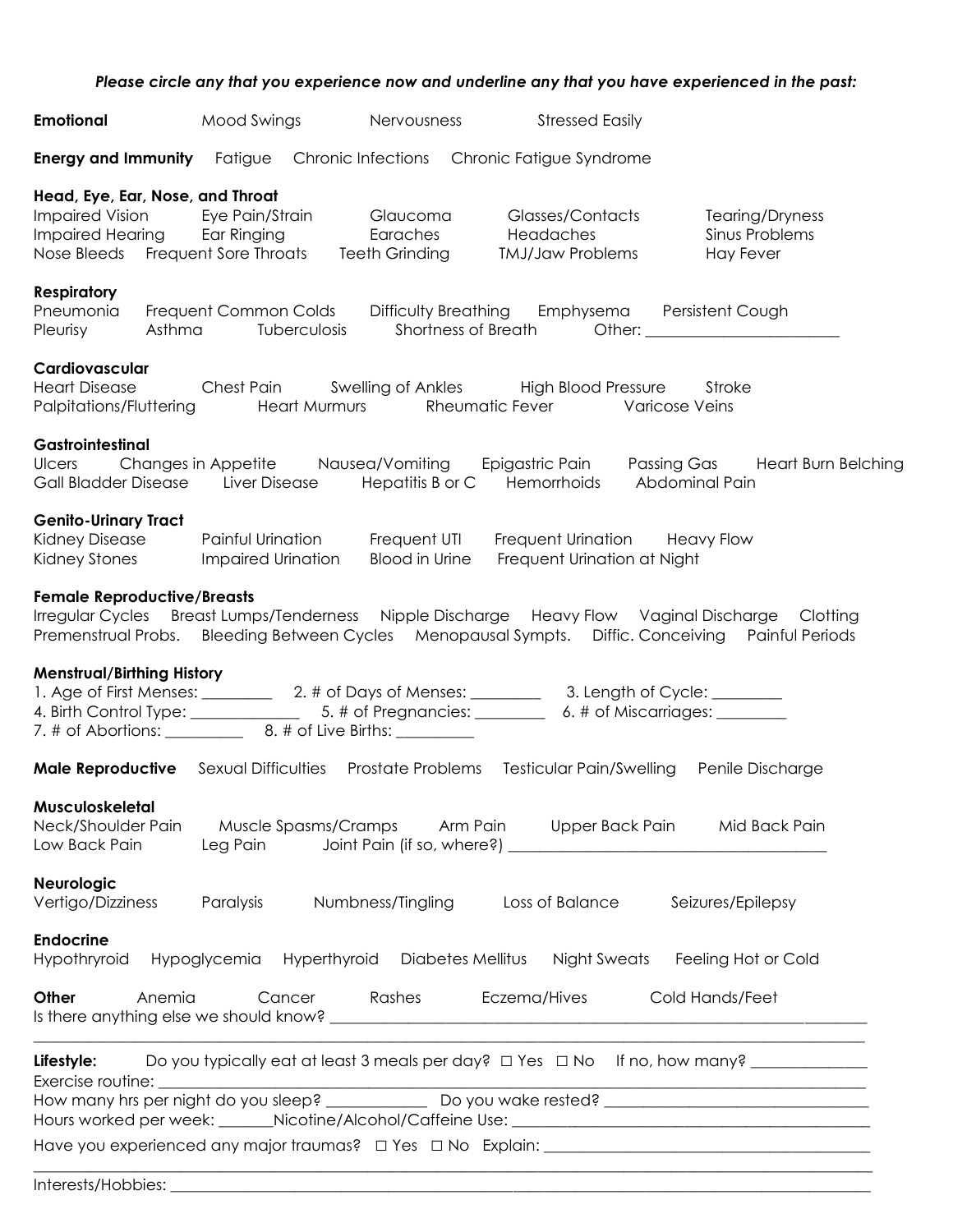***Please circle any that you experience now and underline any that you have experienced in the past:***

**Emotional** Mood Swings Nervousness Stressed Easily

**Energy and Immunity** Fatigue Chronic Infections Chronic Fatigue Syndrome

**Head, Eye, Ear, Nose, and Throat**
Impaired Vision Eye Pain/Strain Glaucoma Glasses/Contacts Tearing/Dryness
Impaired Hearing Ear Ringing Earaches Headaches Sinus Problems
Nose Bleeds Frequent Sore Throats Teeth Grinding TMJ/Jaw Problems Hay Fever

**Respiratory**
Pneumonia Frequent Common Colds Difficulty Breathing Emphysema Persistent Cough
Pleurisy Asthma Tuberculosis Shortness of Breath Other: ________________________

**Cardiovascular**
Heart Disease Chest Pain Swelling of Ankles High Blood Pressure Stroke
Palpitations/Fluttering Heart Murmurs Rheumatic Fever Varicose Veins

**Gastrointestinal**
Ulcers Changes in Appetite Nausea/Vomiting Epigastric Pain Passing Gas Heart Burn Belching
Gall Bladder Disease Liver Disease Hepatitis B or C Hemorrhoids Abdominal Pain

**Genito-Urinary Tract**
Kidney Disease Painful Urination Frequent UTI Frequent Urination Heavy Flow
Kidney Stones Impaired Urination Blood in Urine Frequent Urination at Night

**Female Reproductive/Breasts**
Irregular Cycles Breast Lumps/Tenderness Nipple Discharge Heavy Flow Vaginal Discharge Clotting
Premenstrual Probs. Bleeding Between Cycles Menopausal Sympts. Diffic. Conceiving Painful Periods

**Menstrual/Birthing History**
1. Age of First Menses: _________ 2. # of Days of Menses: _________ 3. Length of Cycle: _________
4. Birth Control Type: ______________ 5. # of Pregnancies: _________ 6. # of Miscarriages: _________
7. # of Abortions: __________ 8. # of Live Births: __________

**Male Reproductive** Sexual Difficulties Prostate Problems Testicular Pain/Swelling Penile Discharge

**Musculoskeletal**
Neck/Shoulder Pain Muscle Spasms/Cramps Arm Pain Upper Back Pain Mid Back Pain
Low Back Pain Leg Pain Joint Pain (if so, where?) ________________________________________

**Neurologic**
Vertigo/Dizziness Paralysis Numbness/Tingling Loss of Balance Seizures/Epilepsy

**Endocrine**
Hypothyroid Hypoglycemia Hyperthyroid Diabetes Mellitus Night Sweats Feeling Hot or Cold

**Other** Anemia Cancer Rashes Eczema/Hives Cold Hands/Feet
Is there anything else we should know? ________________________________________________________________________
______________________________________________________________________________________________

**Lifestyle:** Do you typically eat at least 3 meals per day? ☐ Yes ☐ No If no, how many? ______________
Exercise routine: ____________________________________________________________________________
How many hrs per night do you sleep? ____________ Do you wake rested? ________________________________
Hours worked per week: _______Nicotine/Alcohol/Caffeine Use: __________________________________________
Have you experienced any major traumas? ☐ Yes ☐ No Explain: __________________________________________
______________________________________________________________________________________________
Interests/Hobbies: ____________________________________________________________________________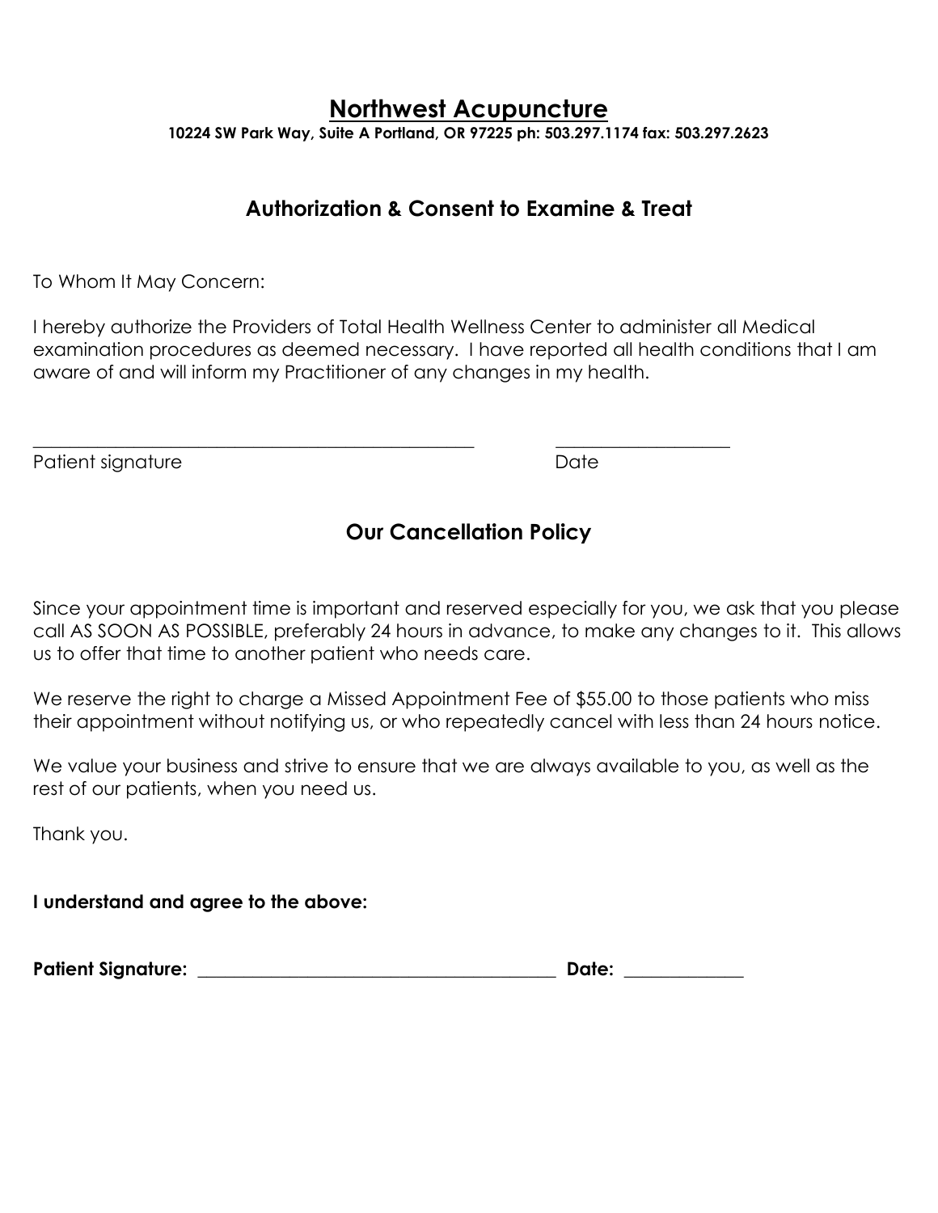# Northwest Acupuncture

**10224 SW Park Way, Suite A Portland, OR 97225 ph: 503.297.1174 fax: 503.297.2623**

## Authorization & Consent to Examine & Treat

To Whom It May Concern:

I hereby authorize the Providers of Total Health Wellness Center to administer all Medical examination procedures as deemed necessary. I have reported all health conditions that I am aware of and will inform my Practitioner of any changes in my health.

\_\_\_\_\_\_\_\_\_\_\_\_\_\_\_\_\_\_\_\_\_\_\_\_\_\_\_\_\_\_\_\_\_\_\_\_\_\_\_\_\_\_\_\_ &nbsp;&nbsp;&nbsp;&nbsp; \_\_\_\_\_\_\_\_\_\_\_\_\_\_\_\_\_\_\_\_

Patient signature &nbsp;&nbsp;&nbsp;&nbsp; Date

## Our Cancellation Policy

Since your appointment time is important and reserved especially for you, we ask that you please call AS SOON AS POSSIBLE, preferably 24 hours in advance, to make any changes to it. This allows us to offer that time to another patient who needs care.

We reserve the right to charge a Missed Appointment Fee of $55.00 to those patients who miss their appointment without notifying us, or who repeatedly cancel with less than 24 hours notice.

We value your business and strive to ensure that we are always available to you, as well as the rest of our patients, when you need us.

Thank you.

**I understand and agree to the above:**

**Patient Signature:** \_\_\_\_\_\_\_\_\_\_\_\_\_\_\_\_\_\_\_\_\_\_\_\_\_\_\_\_\_\_\_\_\_\_\_\_\_\_ **Date:** \_\_\_\_\_\_\_\_\_\_\_\_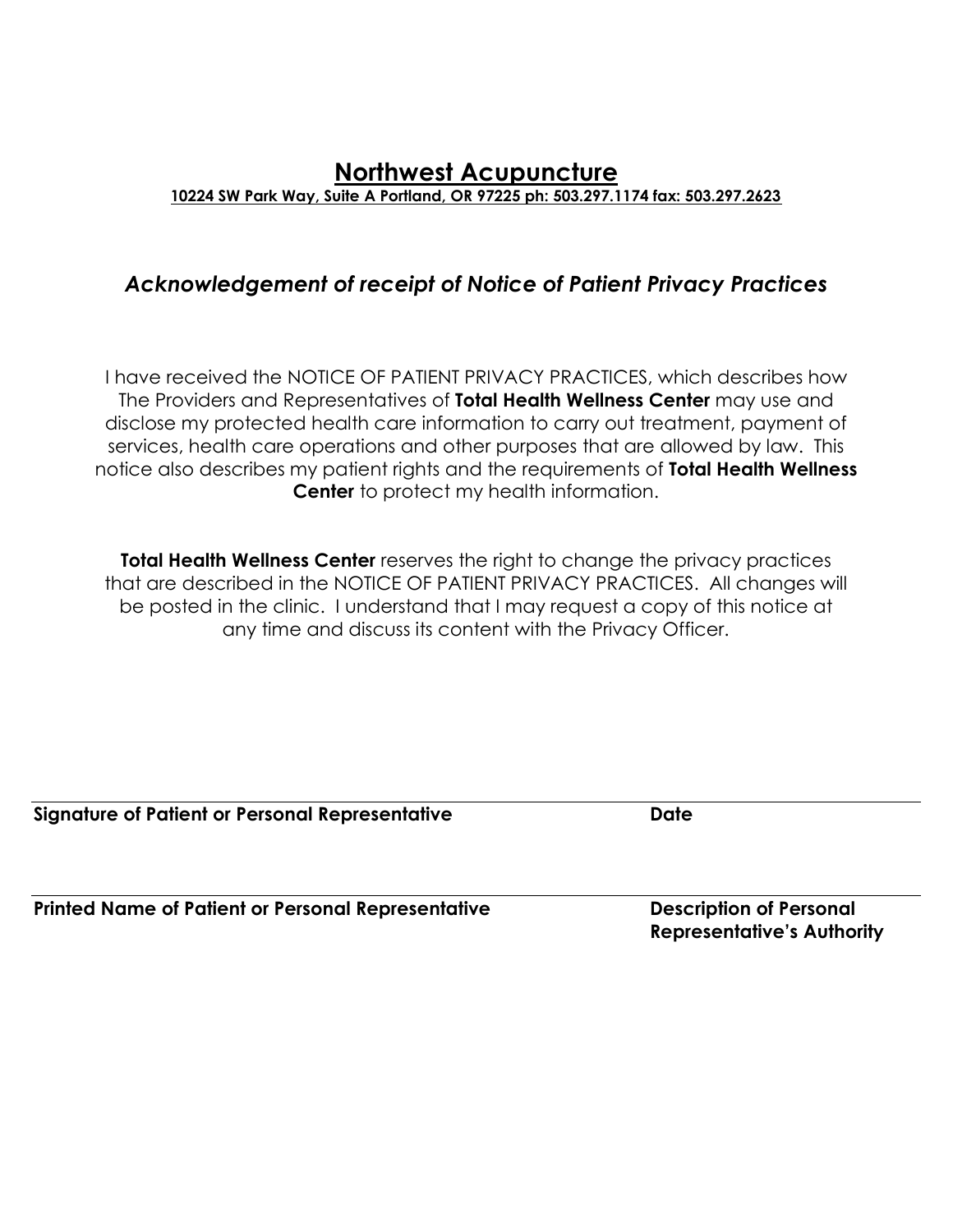# Northwest Acupuncture

**10224 SW Park Way, Suite A Portland, OR 97225 ph: 503.297.1174 fax: 503.297.2623**

## *Acknowledgement of receipt of Notice of Patient Privacy Practices*

I have received the NOTICE OF PATIENT PRIVACY PRACTICES, which describes how The Providers and Representatives of **Total Health Wellness Center** may use and disclose my protected health care information to carry out treatment, payment of services, health care operations and other purposes that are allowed by law. This notice also describes my patient rights and the requirements of **Total Health Wellness Center** to protect my health information.

**Total Health Wellness Center** reserves the right to change the privacy practices that are described in the NOTICE OF PATIENT PRIVACY PRACTICES. All changes will be posted in the clinic. I understand that I may request a copy of this notice at any time and discuss its content with the Privacy Officer.

______________________________________________________________________

**Signature of Patient or Personal Representative** **Date**

______________________________________________________________________

**Printed Name of Patient or Personal Representative** **Description of Personal Representative's Authority**